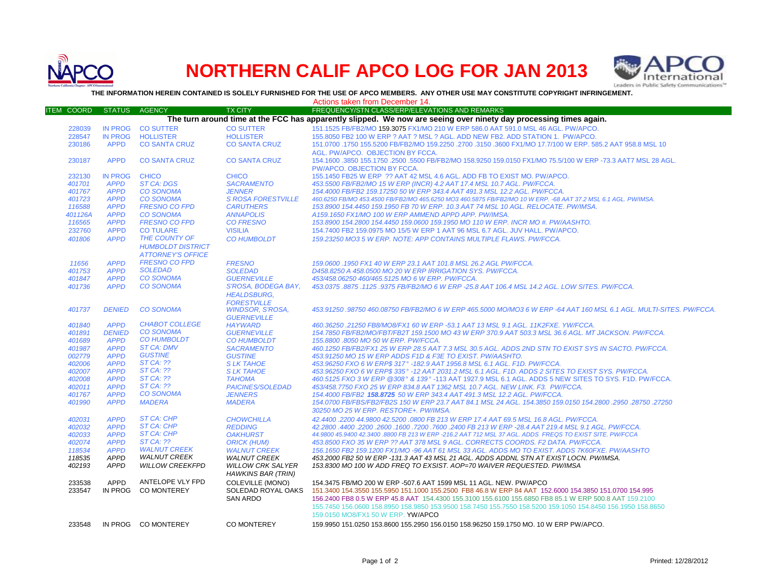# NORTHERN CALIF APCO LOG FOR JAN 2013

**THE INFORMATION HEREIN CONTAINED IS SOLELY FURNISHED FOR THE USE OF APCO MEMBERS. ANY OTHER USE MAY CONSTITUTE COPYRIGHT INFRINGEMENT.**

Actions taken from December 14.

| ITEM COORD | STATUS | AGENCY | TX CITY | FREQUENCY/STN CLASS/ERP/ELEVATIONS AND REMARKS |
|---|---|---|---|---|
| | | | | **The turn around time at the FCC has apparently slipped. We now are seeing over ninety day processing times again.** |
| 228039 | IN PROG | CO SUTTER | CO SUTTER | 151.1525 FB/FB2/MO 159.3075 FX1/MO 210 W ERP 586.0 AAT 591.0 MSL 46 AGL. PW/APCO. |
| 228547 | IN PROG | HOLLISTER | HOLLISTER | 155.8050 FB2 100 W ERP ? AAT ? MSL ? AGL. ADD NEW FB2. ADD STATION 1. PW/APCO. |
| 230186 | APPD | CO SANTA CRUZ | CO SANTA CRUZ | 151.0700 .1750 155.5200 FB/FB2/MO 159.2250 .2700 .3150 .3600 FX1/MO 17.7/100 W ERP. 585.2 AAT 958.8 MSL 10 AGL. PW/APCO. OBJECTION BY FCCA. |
| 230187 | APPD | CO SANTA CRUZ | CO SANTA CRUZ | 154.1600 .3850 155.1750 .2500 .5500 FB/FB2/MO 158.9250 159.0150 FX1/MO 75.5/100 W ERP -73.3 AAT7 MSL 28 AGL. PW/APCO. OBJECTION BY FCCA. |
| 232130 | IN PROG | CHICO | CHICO | 155.1450 FB25 W ERP ?? AAT 42 MSL 4.6 AGL. ADD FB TO EXIST MO. PW/APCO. |
| 401701 | APPD | ST CA: DGS | SACRAMENTO | 453.5500 FB/FB2/MO 15 W ERP (INCR) 4.2 AAT 17.4 MSL 10.7 AGL. PW/FCCA. |
| 401767 | APPD | CO SONOMA | JENNER | 154.4000 FB/FB2 159.17250 50 W ERP 343.4 AAT 491.3 MSL 12.2 AGL. PW/FCCA. |
| 401723 | APPD | CO SONOMA | S ROSA FORESTVILLE | 460.6250 FB/MO 453.4500 FB/FB2/MO 465.6250 MO3 460.5875 FB/FB2/MO 10 W ERP. -68 AAT 37.2 MSL 6.1 AGL. PW/IMSA. |
| 116588 | APPD | FRESNO CO FPD | CARUTHERS | 153.8900 154.4450 159.1950 FB 70 W ERP. 10.3 AAT 74 MSL 10 AGL. RELOCATE. PW/IMSA. |
| 401126A | APPD | CO SONOMA | ANNAPOLIS | A159.1650 FX1/MO 100 W ERP AMMEND APPD APP. PW/IMSA. |
| 116565 | APPD | FRESNO CO FPD | CO FRESNO | 153.8900 154.2800 154.4450 159.0600 159.1950 MO 110 W ERP. INCR MO #. PW/AASHTO. |
| 232760 | APPD | CO TULARE | VISILIA | 154.7400 FB2 159.0975 MO 15/5 W ERP 1 AAT 96 MSL 6.7 AGL. JUV HALL. PW/APCO. |
| 401806 | APPD | THE COUNTY OF HUMBOLDT DISTRICT ATTORNEY'S OFFICE | CO HUMBOLDT | 159.23250 MO3 5 W ERP. NOTE: APP CONTAINS MULTIPLE FLAWS. PW/FCCA. |
| 11656 | APPD | FRESNO CO FPD | FRESNO | 159.0600 .1950 FX1 40 W ERP 23.1 AAT 101.8 MSL 26.2 AGL PW/FCCA. |
| 401753 | APPD | SOLEDAD | SOLEDAD | D458.8250 A 458.0500 MO 20 W ERP IRRIGATION SYS. PW/FCCA. |
| 401847 | APPD | CO SONOMA | GUERNEVILLE | 453/458.06250 460/465.5125 MO 6 W ERP. PW/FCCA. |
| 401736 | APPD | CO SONOMA | S'ROSA, BODEGA BAY, HEALDSBURG, FORESTVILLE | 453.0375 .8875 .1125 .9375 FB/FB2/MO 6 W ERP -25.8 AAT 106.4 MSL 14.2 AGL. LOW SITES. PW/FCCA. |
| 401737 | DENIED | CO SONOMA | WINDSOR, S'ROSA, GUERNEVILLE | 453.91250 .98750 460.08750 FB/FB2/MO 6 W ERP 465.5000 MO/MO3 6 W ERP -64 AAT 160 MSL 6.1 AGL. MULTI-SITES. PW/FCCA. |
| 401840 | APPD | CHABOT COLLEGE | HAYWARD | 460.36250 .21250 FB8/MO8/FX1 60 W ERP -53.1 AAT 13 MSL 9.1 AGL. 11K2FXE. YW/FCCA. |
| 401891 | DENIED | CO SONOMA | GUERNEVILLE | 154.7850 FB/FB2/MO/FBT/FB2T 159.1500 MO 43 W ERP 370.9 AAT 503.3 MSL 36.6 AGL. MT JACKSON. PW/FCCA. |
| 401689 | APPD | CO HUMBOLDT | CO HUMBOLDT | 155.8800 .8050 MO 50 W ERP. PW/FCCA. |
| 401987 | APPD | ST CA: DMV | SACRAMENTO | 460.1250 FB/FB2/FX1 25 W ERP 28.5 AAT 7.3 MSL 30.5 AGL. ADDS 2ND STN TO EXIST SYS IN SACTO. PW/FCCA. |
| 002779 | APPD | GUSTINE | GUSTINE | 453.91250 MO 15 W ERP ADDS F1D & F3E TO EXIST. PW/AASHTO. |
| 402006 | APPD | ST CA: ?? | S LK TAHOE | 453.96250 FXO 6 W ERP$ 317° -182.9 AAT 1956.8 MSL 6.1 AGL. F1D. PW/FCCA. |
| 402007 | APPD | ST CA: ?? | S LK TAHOE | 453.96250 FXO 6 W ERP$ 335° -12 AAT 2031.2 MSL 6.1 AGL. F1D. ADDS 2 SITES TO EXIST SYS. PW/FCCA. |
| 402008 | APPD | ST CA: ?? | TAHOMA | 460.5125 FXO 3 W ERP @308° & 139° -113 AAT 1927.9 MSL 6.1 AGL. ADDS 5 NEW SITES TO SYS. F1D. PW/FCCA. |
| 402011 | APPD | ST CA: ?? | PAICINES/SOLEDAD | 453/458.7750 FXO 25 W ERP 834.8 AAT 1362 MSL 10.7 AGL. NEW LINK. F3. PW/FCCA. |
| 401767 | APPD | CO SONOMA | JENNERS | 154.4000 FB/FB2 **158.8725** 50 W ERP 343.4 AAT 491.3 MSL 12.2 AGL. PW/FCCA. |
| 401990 | APPD | MADERA | MADERA | 154.0700 FB/FBS/FB2/FB2S 150 W ERP 23.7 AAT 84.1 MSL 24 AGL. 154.3850 159.0150 154.2800 .2950 .28750 .27250 30250 MO 25 W ERP. RESTORE+. PW/IMSA. |
| 402031 | APPD | ST CA: CHP | CHOWCHILLA | 42.4400 .2200 44.9800 42.5200 .0800 FB 213 W ERP 17.4 AAT 69.5 MSL 16.8 AGL. PW/FCCA. |
| 402032 | APPD | ST CA: CHP | REDDING | 42.2800 .4400 .2200 .2600 .1600 .7200 .7600 .2400 FB 213 W ERP -28.4 AAT 219.4 MSL 9.1 AGL. PW/FCCA. |
| 402033 | APPD | ST CA: CHP | OAKHURST | 44.9800 45.9400 42.3400 .8800 FB 213 W ERP -216.2 AAT 712 MSL 37 AGL. ADDS FREQS TO EXIST SITE. PW/FCCA |
| 402074 | APPD | ST CA: ?? | ORICK (HUM) | 453.8500 FXO 35 W ERP ?? AAT 378 MSL 9 AGL. CORRECTS COORDS. F2 DATA. PW/FCCA. |
| 118534 | APPD | WALNUT CREEK | WALNUT CREEK | 156.1650 FB2 159.1200 FX1/MO -96 AAT 61 MSL 33 AGL. ADDS MO TO EXIST. ADDS 7K60FXE. PW/AASHTO |
| 118535 | APPD | WALNUT CREEK | WALNUT CREEK | 453.2000 FB2 50 W ERP -131.3 AAT 43 MSL 21 AGL. ADDS ADDNL STN AT EXIST LOCN. PW/IMSA. |
| 402193 | APPD | WILLOW CREEKFPD | WILLOW CRK SALYER HAWKINS BAR (TRIN) | 153.8300 MO 100 W ADD FREQ TO EXSIST. AOP=70 WAIVER REQUESTED. PW/IMSA |
| 233538 | APPD | ANTELOPE VLY FPD | COLEVILLE (MONO) | 154.3475 FB/MO 200 W ERP -507.6 AAT 1599 MSL 11 AGL. NEW. PW/APCO |
| 233547 | IN PROG | CO MONTEREY | SOLEDAD ROYAL OAKS SAN ARDO | 151.3400 154.3550 155.5950 151.1000 155.2500 FB8 46.8 W ERP 84 AAT 152.6000 154.3850 151.0700 154.995 156.2400 FB8 0.5 W ERP 45.8 AAT 154.4300 155.3100 155.6100 155.6850 FB8 85.1 W ERP 500.8 AAT 159.2100 155.7450 156.0600 158.8950 158.9850 153.9500 158.7450 155.7550 158.5200 159.1050 154.8450 156.1950 158.8650 159.0150 MO8/FX1 50 W ERP. YW/APCO |
| 233548 | IN PROG | CO MONTEREY | CO MONTEREY | 159.9950 151.0250 153.8600 155.2950 156.0150 158.96250 159.1750 MO. 10 W ERP PW/APCO. |

Printed: 12/28/2012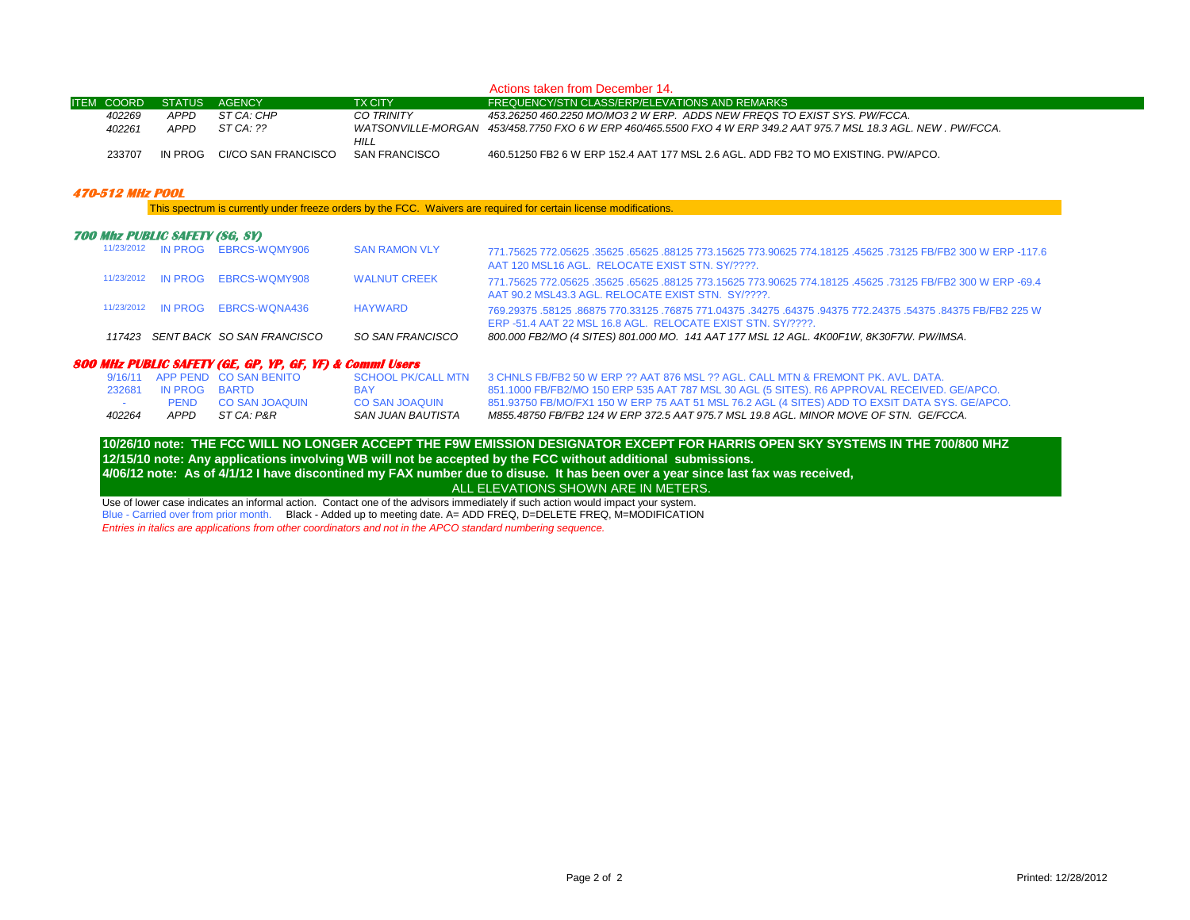Actions taken from December 14.

| ITEM | COORD | STATUS | AGENCY | TX CITY | FREQUENCY/STN CLASS/ERP/ELEVATIONS AND REMARKS |
|---|---|---|---|---|---|
| | *402269* | *APPD* | *ST CA: CHP* | *CO TRINITY* | *453.26250 460.2250 MO/MO3 2 W ERP. ADDS NEW FREQS TO EXIST SYS. PW/FCCA.* |
| | *402261* | *APPD* | *ST CA: ??* | *WATSONVILLE-MORGAN HILL* | *453/458.7750 FXO 6 W ERP 460/465.5500 FXO 4 W ERP 349.2 AAT 975.7 MSL 18.3 AGL. NEW . PW/FCCA.* |
| | 233707 | IN PROG | CI/CO SAN FRANCISCO | SAN FRANCISCO | 460.51250 FB2 6 W ERP 152.4 AAT 177 MSL 2.6 AGL. ADD FB2 TO MO EXISTING. PW/APCO. |

### 470-512 MHz POOL

This spectrum is currently under freeze orders by the FCC. Waivers are required for certain license modifications.

### 700 Mhz PUBLIC SAFETY (SG, SY)

| | | | | |
|---|---|---|---|---|
| 11/23/2012 | IN PROG | EBRCS-WQMY906 | SAN RAMON VLY | 771.75625 772.05625 .35625 .65625 .88125 773.15625 773.90625 774.18125 .45625 .73125 FB/FB2 300 W ERP -117.6 AAT 120 MSL16 AGL. RELOCATE EXIST STN. SY/????. |
| 11/23/2012 | IN PROG | EBRCS-WQMY908 | WALNUT CREEK | 771.75625 772.05625 .35625 .65625 .88125 773.15625 773.90625 774.18125 .45625 .73125 FB/FB2 300 W ERP -69.4 AAT 90.2 MSL43.3 AGL. RELOCATE EXIST STN. SY/????. |
| 11/23/2012 | IN PROG | EBRCS-WQNA436 | HAYWARD | 769.29375 .58125 .86875 770.33125 .76875 771.04375 .34275 .64375 .94375 772.24375 .54375 .84375 FB/FB2 225 W ERP -51.4 AAT 22 MSL 16.8 AGL. RELOCATE EXIST STN. SY/????. |
| *117423* | *SENT BACK* | *SO SAN FRANCISCO* | *SO SAN FRANCISCO* | *800.000 FB2/MO (4 SITES) 801.000 MO. 141 AAT 177 MSL 12 AGL. 4K00F1W, 8K30F7W. PW/IMSA.* |

### 800 MHz PUBLIC SAFETY (GE, GP, YP, GF, YF) & Comml Users

| | | | | |
|---|---|---|---|---|
| 9/16/11 | APP PEND | CO SAN BENITO | SCHOOL PK/CALL MTN | 3 CHNLS FB/FB2 50 W ERP ?? AAT 876 MSL ?? AGL. CALL MTN & FREMONT PK. AVL. DATA. |
| 232681 | IN PROG | BARTD | BAY | 851.1000 FB/FB2/MO 150 ERP 535 AAT 787 MSL 30 AGL (5 SITES). R6 APPROVAL RECEIVED. GE/APCO. |
| - | PEND | CO SAN JOAQUIN | CO SAN JOAQUIN | 851.93750 FB/MO/FX1 150 W ERP 75 AAT 51 MSL 76.2 AGL (4 SITES) ADD TO EXSIT DATA SYS. GE/APCO. |
| *402264* | *APPD* | *ST CA: P&R* | *SAN JUAN BAUTISTA* | *M855.48750 FB/FB2 124 W ERP 372.5 AAT 975.7 MSL 19.8 AGL. MINOR MOVE OF STN. GE/FCCA.* |

**10/26/10 note: THE FCC WILL NO LONGER ACCEPT THE F9W EMISSION DESIGNATOR EXCEPT FOR HARRIS OPEN SKY SYSTEMS IN THE 700/800 MHZ**
**12/15/10 note: Any applications involving WB will not be accepted by the FCC without additional submissions.**
**4/06/12 note: As of 4/1/12 I have discontinued my FAX number due to disuse. It has been over a year since last fax was received,**

ALL ELEVATIONS SHOWN ARE IN METERS.

Use of lower case indicates an informal action. Contact one of the advisors immediately if such action would impact your system.

Blue - Carried over from prior month. Black - Added up to meeting date. A= ADD FREQ, D=DELETE FREQ, M=MODIFICATION

*Entries in italics are applications from other coordinators and not in the APCO standard numbering sequence.*

Printed: 12/28/2012